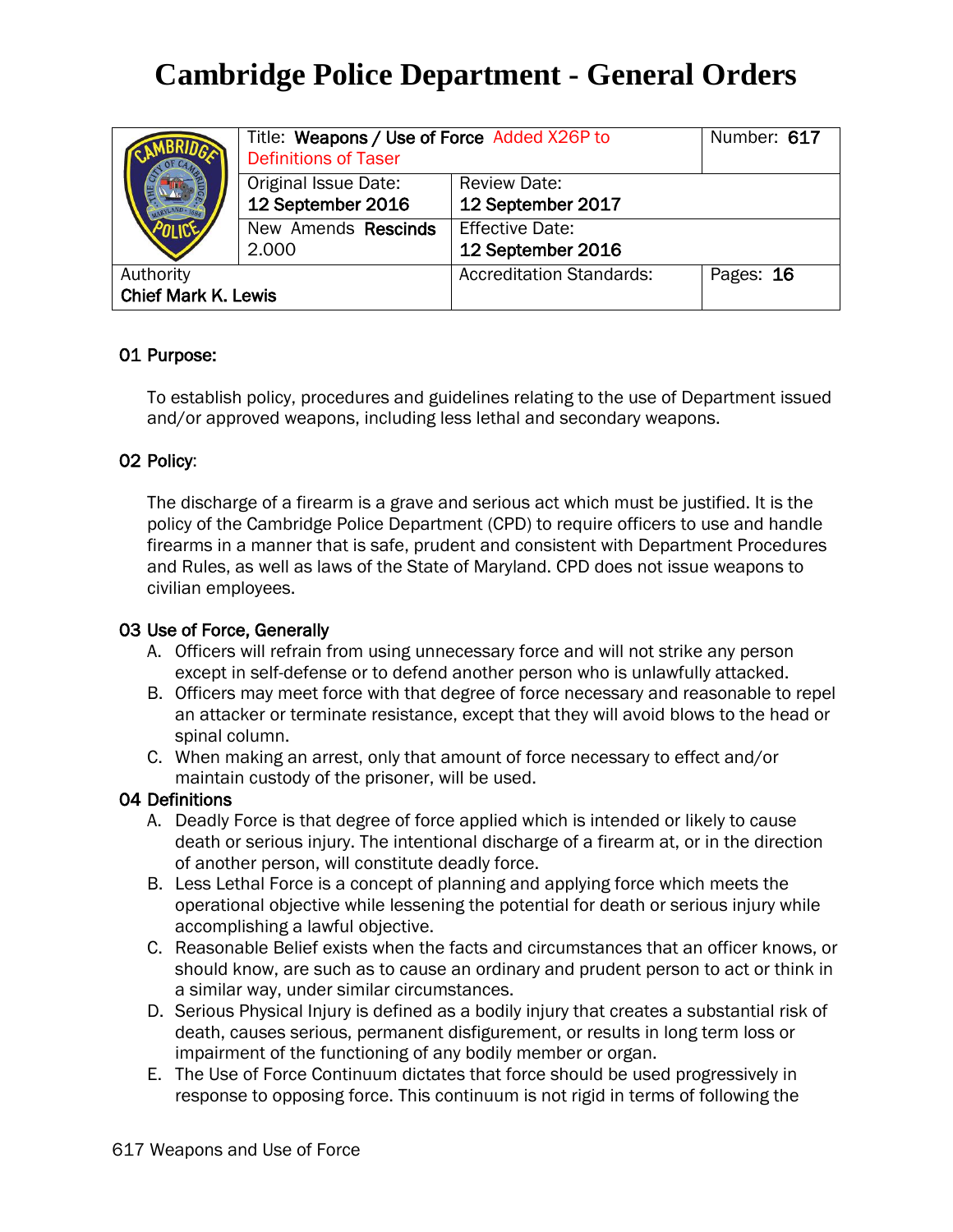# Cambridge Police Department - General Orders

| | | | |
|---|---|---|---|
| | Title: **Weapons / Use of Force** Added X26P to Definitions of Taser | | Number: **617** |
| | Original Issue Date: **12 September 2016** | Review Date: **12 September 2017** | |
| | New Amends **Rescinds** 2.000 | Effective Date: **12 September 2016** | |
| Authority **Chief Mark K. Lewis** | | Accreditation Standards: | Pages: **16** |

**01 Purpose:**

To establish policy, procedures and guidelines relating to the use of Department issued and/or approved weapons, including less lethal and secondary weapons.

**02 Policy:**

The discharge of a firearm is a grave and serious act which must be justified. It is the policy of the Cambridge Police Department (CPD) to require officers to use and handle firearms in a manner that is safe, prudent and consistent with Department Procedures and Rules, as well as laws of the State of Maryland. CPD does not issue weapons to civilian employees.

**03 Use of Force, Generally**

A. Officers will refrain from using unnecessary force and will not strike any person except in self-defense or to defend another person who is unlawfully attacked.
B. Officers may meet force with that degree of force necessary and reasonable to repel an attacker or terminate resistance, except that they will avoid blows to the head or spinal column.
C. When making an arrest, only that amount of force necessary to effect and/or maintain custody of the prisoner, will be used.

**04 Definitions**

A. Deadly Force is that degree of force applied which is intended or likely to cause death or serious injury. The intentional discharge of a firearm at, or in the direction of another person, will constitute deadly force.
B. Less Lethal Force is a concept of planning and applying force which meets the operational objective while lessening the potential for death or serious injury while accomplishing a lawful objective.
C. Reasonable Belief exists when the facts and circumstances that an officer knows, or should know, are such as to cause an ordinary and prudent person to act or think in a similar way, under similar circumstances.
D. Serious Physical Injury is defined as a bodily injury that creates a substantial risk of death, causes serious, permanent disfigurement, or results in long term loss or impairment of the functioning of any bodily member or organ.
E. The Use of Force Continuum dictates that force should be used progressively in response to opposing force. This continuum is not rigid in terms of following the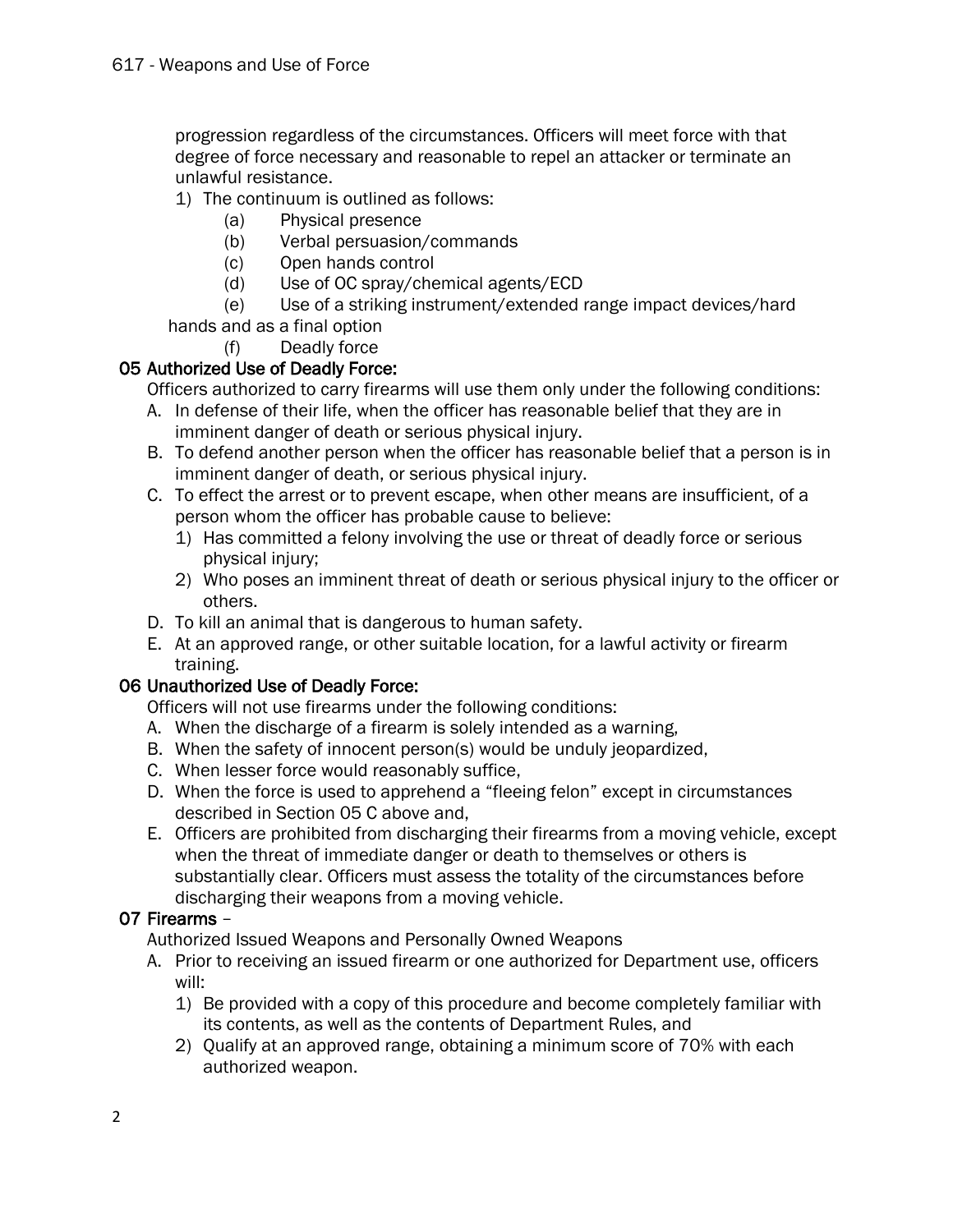progression regardless of the circumstances. Officers will meet force with that degree of force necessary and reasonable to repel an attacker or terminate an unlawful resistance.

1) The continuum is outlined as follows:
   - (a) Physical presence
   - (b) Verbal persuasion/commands
   - (c) Open hands control
   - (d) Use of OC spray/chemical agents/ECD
   - (e) Use of a striking instrument/extended range impact devices/hard hands and as a final option
   - (f) Deadly force

## 05 Authorized Use of Deadly Force:

Officers authorized to carry firearms will use them only under the following conditions:

A. In defense of their life, when the officer has reasonable belief that they are in imminent danger of death or serious physical injury.
B. To defend another person when the officer has reasonable belief that a person is in imminent danger of death, or serious physical injury.
C. To effect the arrest or to prevent escape, when other means are insufficient, of a person whom the officer has probable cause to believe:
   1) Has committed a felony involving the use or threat of deadly force or serious physical injury;
   2) Who poses an imminent threat of death or serious physical injury to the officer or others.
D. To kill an animal that is dangerous to human safety.
E. At an approved range, or other suitable location, for a lawful activity or firearm training.

## 06 Unauthorized Use of Deadly Force:

Officers will not use firearms under the following conditions:

A. When the discharge of a firearm is solely intended as a warning,
B. When the safety of innocent person(s) would be unduly jeopardized,
C. When lesser force would reasonably suffice,
D. When the force is used to apprehend a "fleeing felon" except in circumstances described in Section 05 C above and,
E. Officers are prohibited from discharging their firearms from a moving vehicle, except when the threat of immediate danger or death to themselves or others is substantially clear. Officers must assess the totality of the circumstances before discharging their weapons from a moving vehicle.

## 07 Firearms –

Authorized Issued Weapons and Personally Owned Weapons

A. Prior to receiving an issued firearm or one authorized for Department use, officers will:
   1) Be provided with a copy of this procedure and become completely familiar with its contents, as well as the contents of Department Rules, and
   2) Qualify at an approved range, obtaining a minimum score of 70% with each authorized weapon.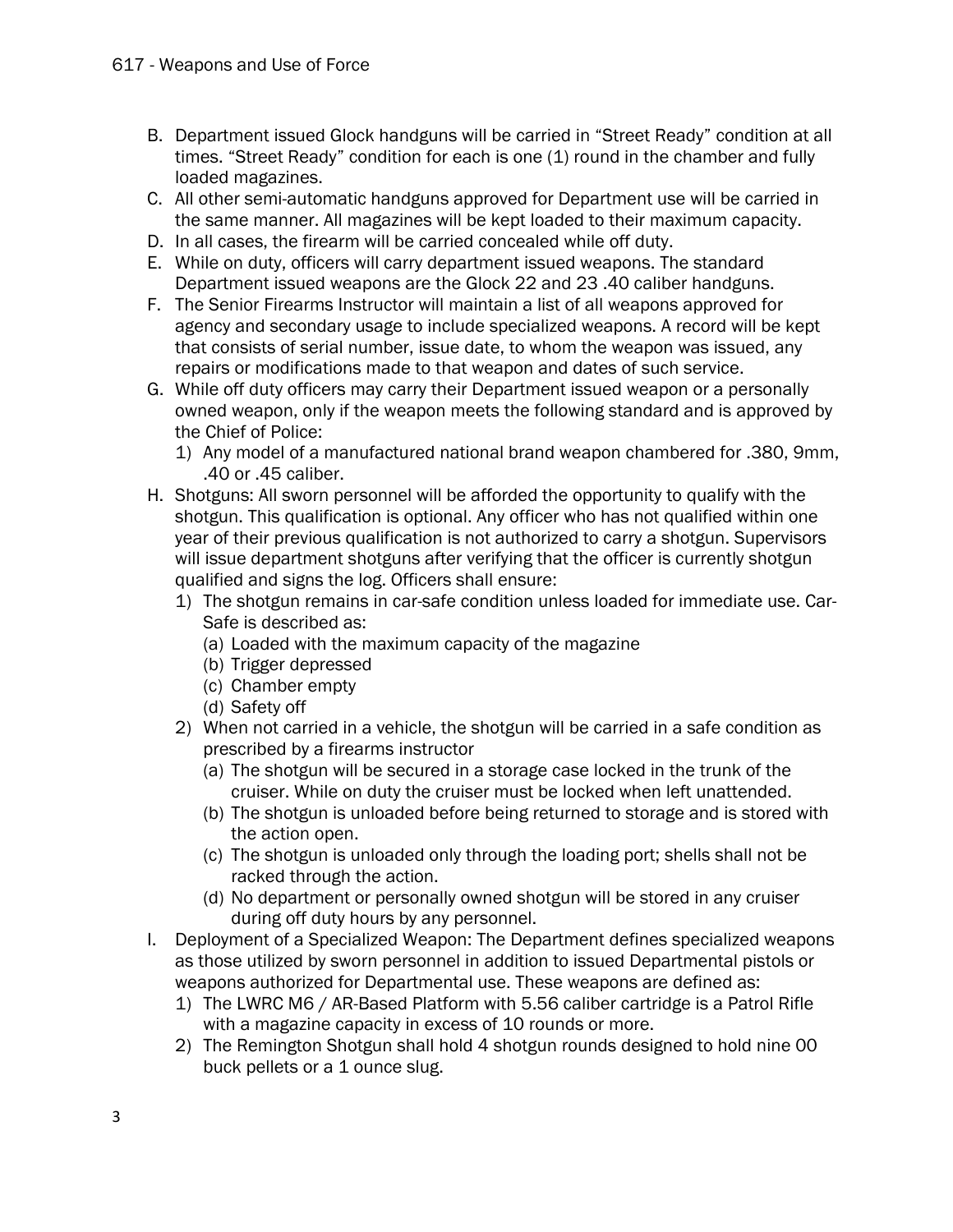B. Department issued Glock handguns will be carried in "Street Ready" condition at all times. "Street Ready" condition for each is one (1) round in the chamber and fully loaded magazines.
C. All other semi-automatic handguns approved for Department use will be carried in the same manner. All magazines will be kept loaded to their maximum capacity.
D. In all cases, the firearm will be carried concealed while off duty.
E. While on duty, officers will carry department issued weapons. The standard Department issued weapons are the Glock 22 and 23 .40 caliber handguns.
F. The Senior Firearms Instructor will maintain a list of all weapons approved for agency and secondary usage to include specialized weapons. A record will be kept that consists of serial number, issue date, to whom the weapon was issued, any repairs or modifications made to that weapon and dates of such service.
G. While off duty officers may carry their Department issued weapon or a personally owned weapon, only if the weapon meets the following standard and is approved by the Chief of Police:
   1) Any model of a manufactured national brand weapon chambered for .380, 9mm, .40 or .45 caliber.
H. Shotguns: All sworn personnel will be afforded the opportunity to qualify with the shotgun. This qualification is optional. Any officer who has not qualified within one year of their previous qualification is not authorized to carry a shotgun. Supervisors will issue department shotguns after verifying that the officer is currently shotgun qualified and signs the log. Officers shall ensure:
   1) The shotgun remains in car-safe condition unless loaded for immediate use. Car-Safe is described as:
      (a) Loaded with the maximum capacity of the magazine
      (b) Trigger depressed
      (c) Chamber empty
      (d) Safety off
   2) When not carried in a vehicle, the shotgun will be carried in a safe condition as prescribed by a firearms instructor
      (a) The shotgun will be secured in a storage case locked in the trunk of the cruiser. While on duty the cruiser must be locked when left unattended.
      (b) The shotgun is unloaded before being returned to storage and is stored with the action open.
      (c) The shotgun is unloaded only through the loading port; shells shall not be racked through the action.
      (d) No department or personally owned shotgun will be stored in any cruiser during off duty hours by any personnel.
I. Deployment of a Specialized Weapon: The Department defines specialized weapons as those utilized by sworn personnel in addition to issued Departmental pistols or weapons authorized for Departmental use. These weapons are defined as:
   1) The LWRC M6 / AR-Based Platform with 5.56 caliber cartridge is a Patrol Rifle with a magazine capacity in excess of 10 rounds or more.
   2) The Remington Shotgun shall hold 4 shotgun rounds designed to hold nine 00 buck pellets or a 1 ounce slug.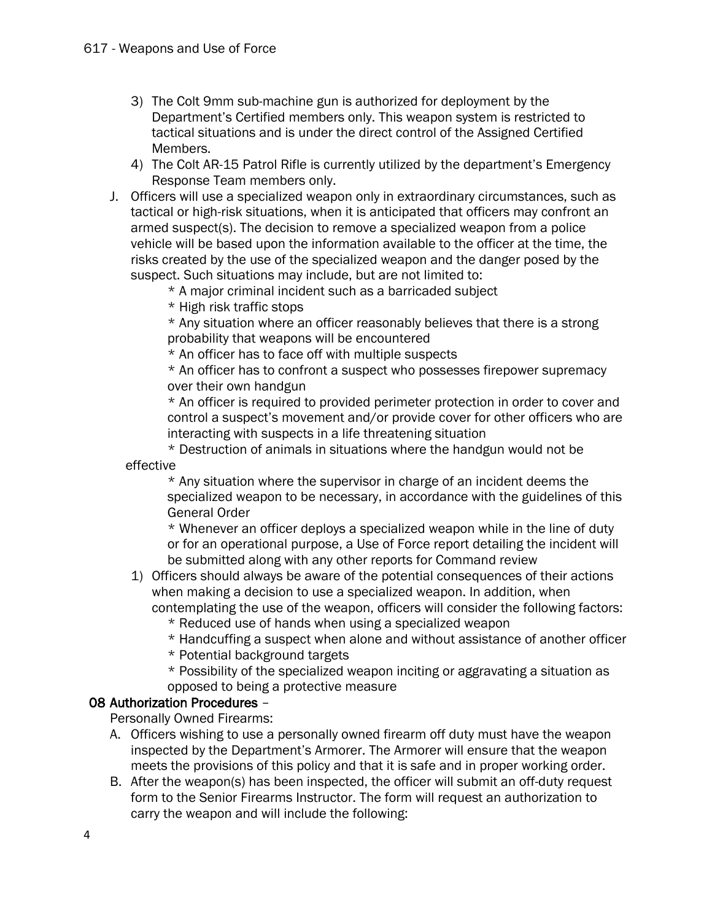3) The Colt 9mm sub-machine gun is authorized for deployment by the Department's Certified members only. This weapon system is restricted to tactical situations and is under the direct control of the Assigned Certified Members.
4) The Colt AR-15 Patrol Rifle is currently utilized by the department's Emergency Response Team members only.

J. Officers will use a specialized weapon only in extraordinary circumstances, such as tactical or high-risk situations, when it is anticipated that officers may confront an armed suspect(s). The decision to remove a specialized weapon from a police vehicle will be based upon the information available to the officer at the time, the risks created by the use of the specialized weapon and the danger posed by the suspect. Such situations may include, but are not limited to:

   * A major criminal incident such as a barricaded subject
   * High risk traffic stops
   * Any situation where an officer reasonably believes that there is a strong probability that weapons will be encountered
   * An officer has to face off with multiple suspects
   * An officer has to confront a suspect who possesses firepower supremacy over their own handgun
   * An officer is required to provided perimeter protection in order to cover and control a suspect's movement and/or provide cover for other officers who are interacting with suspects in a life threatening situation
   * Destruction of animals in situations where the handgun would not be effective
   * Any situation where the supervisor in charge of an incident deems the specialized weapon to be necessary, in accordance with the guidelines of this General Order
   * Whenever an officer deploys a specialized weapon while in the line of duty or for an operational purpose, a Use of Force report detailing the incident will be submitted along with any other reports for Command review

1) Officers should always be aware of the potential consequences of their actions when making a decision to use a specialized weapon. In addition, when contemplating the use of the weapon, officers will consider the following factors:
   * Reduced use of hands when using a specialized weapon
   * Handcuffing a suspect when alone and without assistance of another officer
   * Potential background targets
   * Possibility of the specialized weapon inciting or aggravating a situation as opposed to being a protective measure

## 08 Authorization Procedures –

Personally Owned Firearms:

A. Officers wishing to use a personally owned firearm off duty must have the weapon inspected by the Department's Armorer. The Armorer will ensure that the weapon meets the provisions of this policy and that it is safe and in proper working order.

B. After the weapon(s) has been inspected, the officer will submit an off-duty request form to the Senior Firearms Instructor. The form will request an authorization to carry the weapon and will include the following: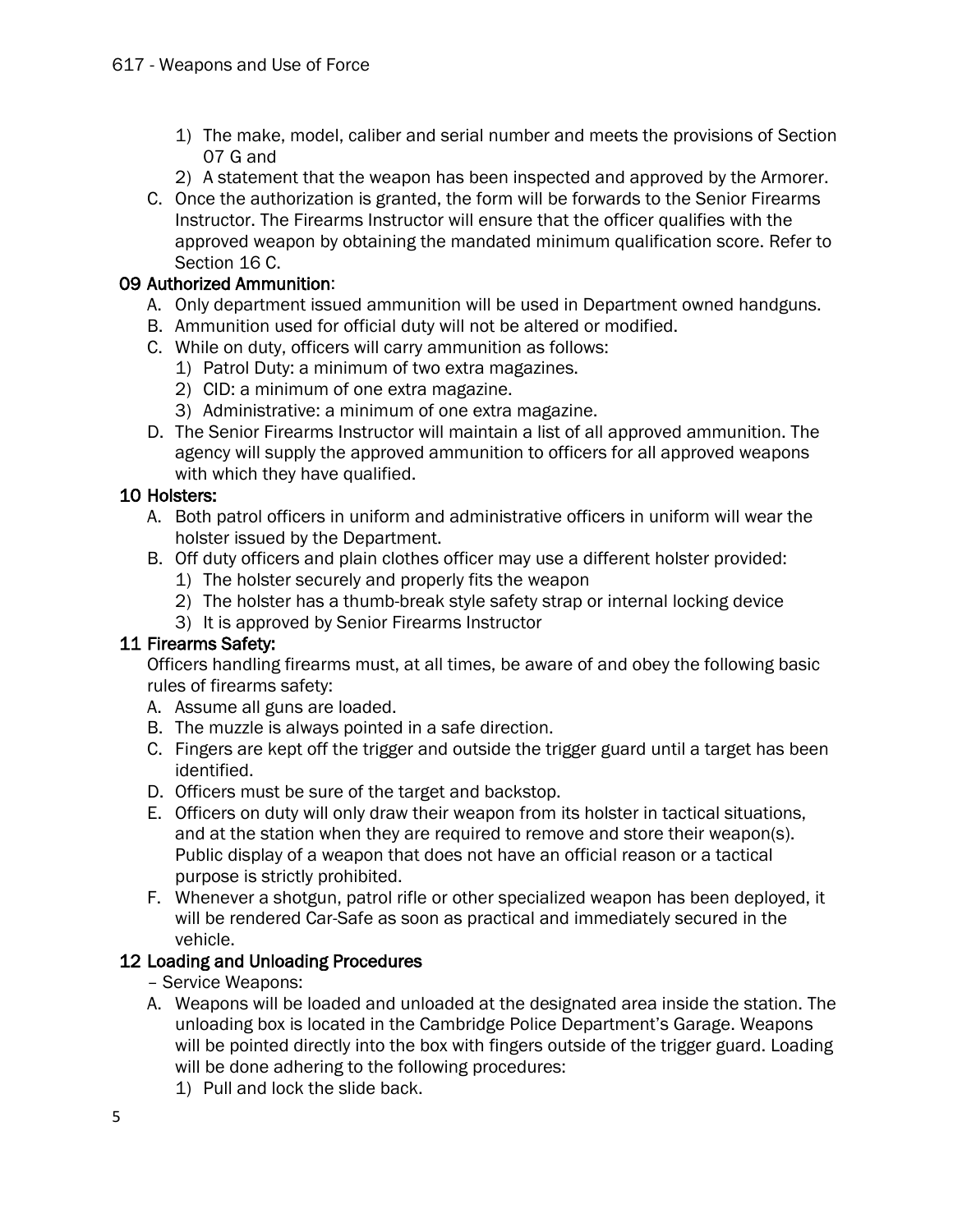1) The make, model, caliber and serial number and meets the provisions of Section 07 G and
2) A statement that the weapon has been inspected and approved by the Armorer.

C. Once the authorization is granted, the form will be forwards to the Senior Firearms Instructor. The Firearms Instructor will ensure that the officer qualifies with the approved weapon by obtaining the mandated minimum qualification score. Refer to Section 16 C.

## 09 Authorized Ammunition:

A. Only department issued ammunition will be used in Department owned handguns.
B. Ammunition used for official duty will not be altered or modified.
C. While on duty, officers will carry ammunition as follows:
   1) Patrol Duty: a minimum of two extra magazines.
   2) CID: a minimum of one extra magazine.
   3) Administrative: a minimum of one extra magazine.
D. The Senior Firearms Instructor will maintain a list of all approved ammunition. The agency will supply the approved ammunition to officers for all approved weapons with which they have qualified.

## 10 Holsters:

A. Both patrol officers in uniform and administrative officers in uniform will wear the holster issued by the Department.
B. Off duty officers and plain clothes officer may use a different holster provided:
   1) The holster securely and properly fits the weapon
   2) The holster has a thumb-break style safety strap or internal locking device
   3) It is approved by Senior Firearms Instructor

## 11 Firearms Safety:

Officers handling firearms must, at all times, be aware of and obey the following basic rules of firearms safety:

A. Assume all guns are loaded.
B. The muzzle is always pointed in a safe direction.
C. Fingers are kept off the trigger and outside the trigger guard until a target has been identified.
D. Officers must be sure of the target and backstop.
E. Officers on duty will only draw their weapon from its holster in tactical situations, and at the station when they are required to remove and store their weapon(s). Public display of a weapon that does not have an official reason or a tactical purpose is strictly prohibited.
F. Whenever a shotgun, patrol rifle or other specialized weapon has been deployed, it will be rendered Car-Safe as soon as practical and immediately secured in the vehicle.

## 12 Loading and Unloading Procedures

– Service Weapons:

A. Weapons will be loaded and unloaded at the designated area inside the station. The unloading box is located in the Cambridge Police Department's Garage. Weapons will be pointed directly into the box with fingers outside of the trigger guard. Loading will be done adhering to the following procedures:
   1) Pull and lock the slide back.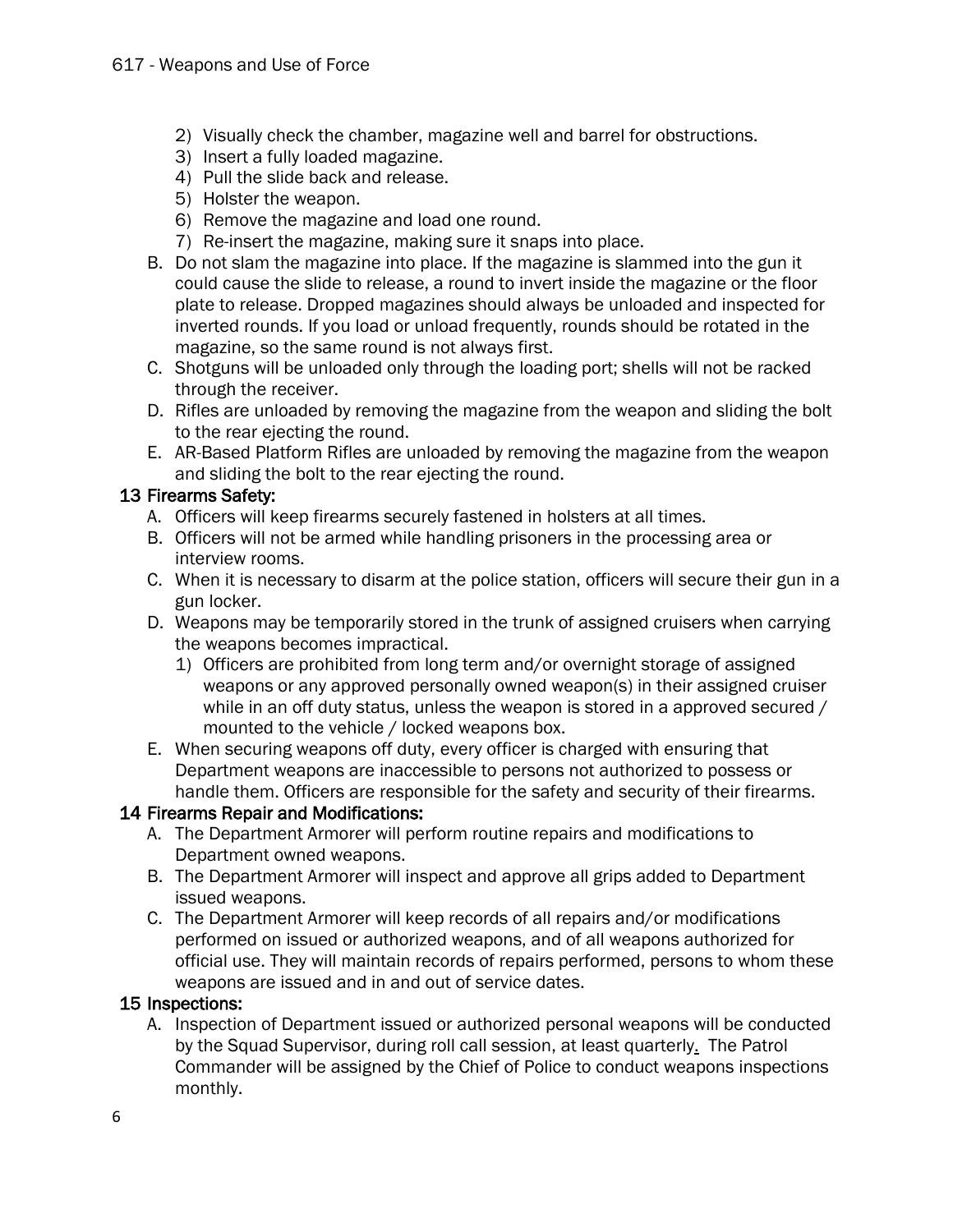2) Visually check the chamber, magazine well and barrel for obstructions.
3) Insert a fully loaded magazine.
4) Pull the slide back and release.
5) Holster the weapon.
6) Remove the magazine and load one round.
7) Re-insert the magazine, making sure it snaps into place.

B. Do not slam the magazine into place. If the magazine is slammed into the gun it could cause the slide to release, a round to invert inside the magazine or the floor plate to release. Dropped magazines should always be unloaded and inspected for inverted rounds. If you load or unload frequently, rounds should be rotated in the magazine, so the same round is not always first.

C. Shotguns will be unloaded only through the loading port; shells will not be racked through the receiver.

D. Rifles are unloaded by removing the magazine from the weapon and sliding the bolt to the rear ejecting the round.

E. AR-Based Platform Rifles are unloaded by removing the magazine from the weapon and sliding the bolt to the rear ejecting the round.

### 13 Firearms Safety:

A. Officers will keep firearms securely fastened in holsters at all times.

B. Officers will not be armed while handling prisoners in the processing area or interview rooms.

C. When it is necessary to disarm at the police station, officers will secure their gun in a gun locker.

D. Weapons may be temporarily stored in the trunk of assigned cruisers when carrying the weapons becomes impractical.

1) Officers are prohibited from long term and/or overnight storage of assigned weapons or any approved personally owned weapon(s) in their assigned cruiser while in an off duty status, unless the weapon is stored in a approved secured / mounted to the vehicle / locked weapons box.

E. When securing weapons off duty, every officer is charged with ensuring that Department weapons are inaccessible to persons not authorized to possess or handle them. Officers are responsible for the safety and security of their firearms.

### 14 Firearms Repair and Modifications:

A. The Department Armorer will perform routine repairs and modifications to Department owned weapons.

B. The Department Armorer will inspect and approve all grips added to Department issued weapons.

C. The Department Armorer will keep records of all repairs and/or modifications performed on issued or authorized weapons, and of all weapons authorized for official use. They will maintain records of repairs performed, persons to whom these weapons are issued and in and out of service dates.

### 15 Inspections:

A. Inspection of Department issued or authorized personal weapons will be conducted by the Squad Supervisor, during roll call session, at least quarterly. The Patrol Commander will be assigned by the Chief of Police to conduct weapons inspections monthly.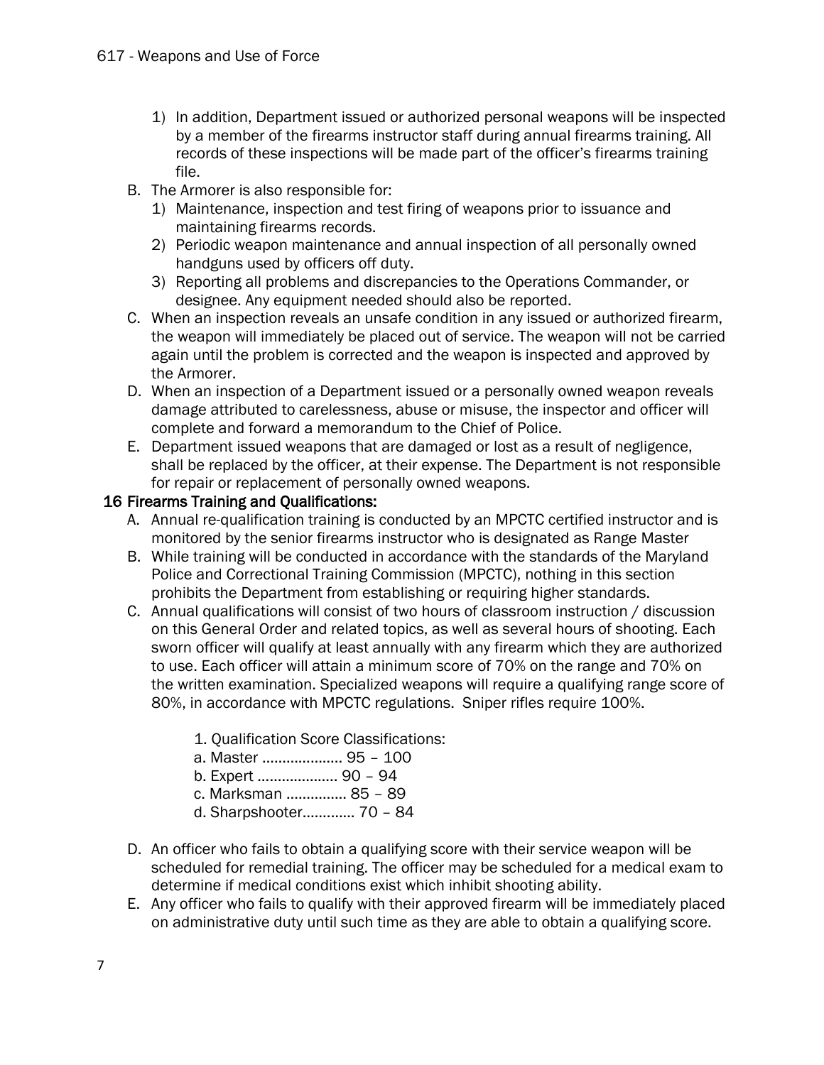1) In addition, Department issued or authorized personal weapons will be inspected by a member of the firearms instructor staff during annual firearms training. All records of these inspections will be made part of the officer's firearms training file.

B. The Armorer is also responsible for:
   1) Maintenance, inspection and test firing of weapons prior to issuance and maintaining firearms records.
   2) Periodic weapon maintenance and annual inspection of all personally owned handguns used by officers off duty.
   3) Reporting all problems and discrepancies to the Operations Commander, or designee. Any equipment needed should also be reported.

C. When an inspection reveals an unsafe condition in any issued or authorized firearm, the weapon will immediately be placed out of service. The weapon will not be carried again until the problem is corrected and the weapon is inspected and approved by the Armorer.

D. When an inspection of a Department issued or a personally owned weapon reveals damage attributed to carelessness, abuse or misuse, the inspector and officer will complete and forward a memorandum to the Chief of Police.

E. Department issued weapons that are damaged or lost as a result of negligence, shall be replaced by the officer, at their expense. The Department is not responsible for repair or replacement of personally owned weapons.

## 16 Firearms Training and Qualifications:

A. Annual re-qualification training is conducted by an MPCTC certified instructor and is monitored by the senior firearms instructor who is designated as Range Master

B. While training will be conducted in accordance with the standards of the Maryland Police and Correctional Training Commission (MPCTC), nothing in this section prohibits the Department from establishing or requiring higher standards.

C. Annual qualifications will consist of two hours of classroom instruction / discussion on this General Order and related topics, as well as several hours of shooting. Each sworn officer will qualify at least annually with any firearm which they are authorized to use. Each officer will attain a minimum score of 70% on the range and 70% on the written examination. Specialized weapons will require a qualifying range score of 80%, in accordance with MPCTC regulations. Sniper rifles require 100%.

   1. Qualification Score Classifications:
   a. Master .................... 95 – 100
   b. Expert .................... 90 – 94
   c. Marksman ............... 85 – 89
   d. Sharpshooter............. 70 – 84

D. An officer who fails to obtain a qualifying score with their service weapon will be scheduled for remedial training. The officer may be scheduled for a medical exam to determine if medical conditions exist which inhibit shooting ability.

E. Any officer who fails to qualify with their approved firearm will be immediately placed on administrative duty until such time as they are able to obtain a qualifying score.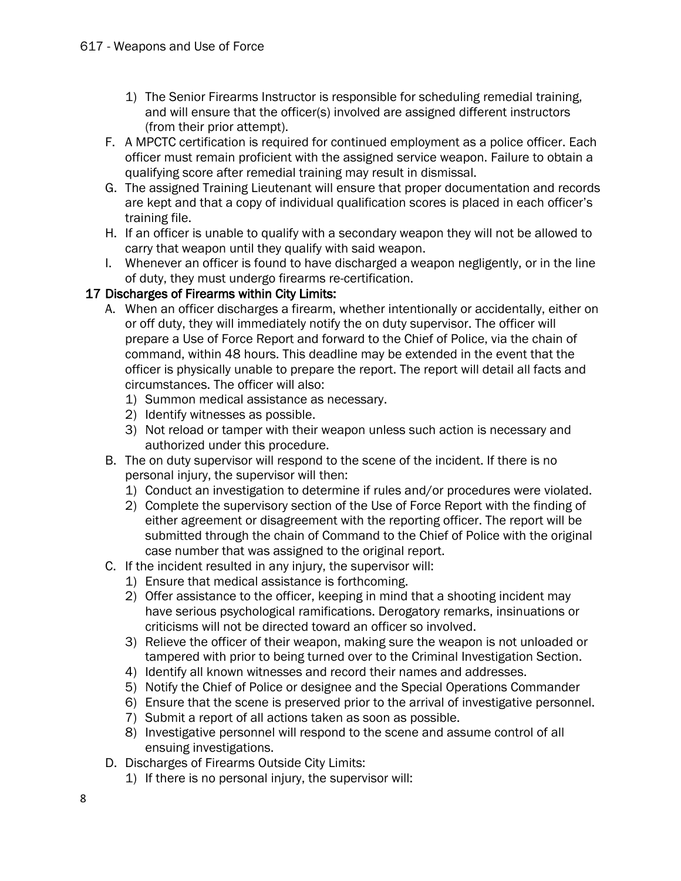1) The Senior Firearms Instructor is responsible for scheduling remedial training, and will ensure that the officer(s) involved are assigned different instructors (from their prior attempt).

F. A MPCTC certification is required for continued employment as a police officer. Each officer must remain proficient with the assigned service weapon. Failure to obtain a qualifying score after remedial training may result in dismissal.

G. The assigned Training Lieutenant will ensure that proper documentation and records are kept and that a copy of individual qualification scores is placed in each officer's training file.

H. If an officer is unable to qualify with a secondary weapon they will not be allowed to carry that weapon until they qualify with said weapon.

I. Whenever an officer is found to have discharged a weapon negligently, or in the line of duty, they must undergo firearms re-certification.

**17 Discharges of Firearms within City Limits:**

A. When an officer discharges a firearm, whether intentionally or accidentally, either on or off duty, they will immediately notify the on duty supervisor. The officer will prepare a Use of Force Report and forward to the Chief of Police, via the chain of command, within 48 hours. This deadline may be extended in the event that the officer is physically unable to prepare the report. The report will detail all facts and circumstances. The officer will also:

1) Summon medical assistance as necessary.
2) Identify witnesses as possible.
3) Not reload or tamper with their weapon unless such action is necessary and authorized under this procedure.

B. The on duty supervisor will respond to the scene of the incident. If there is no personal injury, the supervisor will then:

1) Conduct an investigation to determine if rules and/or procedures were violated.
2) Complete the supervisory section of the Use of Force Report with the finding of either agreement or disagreement with the reporting officer. The report will be submitted through the chain of Command to the Chief of Police with the original case number that was assigned to the original report.

C. If the incident resulted in any injury, the supervisor will:

1) Ensure that medical assistance is forthcoming.
2) Offer assistance to the officer, keeping in mind that a shooting incident may have serious psychological ramifications. Derogatory remarks, insinuations or criticisms will not be directed toward an officer so involved.
3) Relieve the officer of their weapon, making sure the weapon is not unloaded or tampered with prior to being turned over to the Criminal Investigation Section.
4) Identify all known witnesses and record their names and addresses.
5) Notify the Chief of Police or designee and the Special Operations Commander
6) Ensure that the scene is preserved prior to the arrival of investigative personnel.
7) Submit a report of all actions taken as soon as possible.
8) Investigative personnel will respond to the scene and assume control of all ensuing investigations.

D. Discharges of Firearms Outside City Limits:

1) If there is no personal injury, the supervisor will: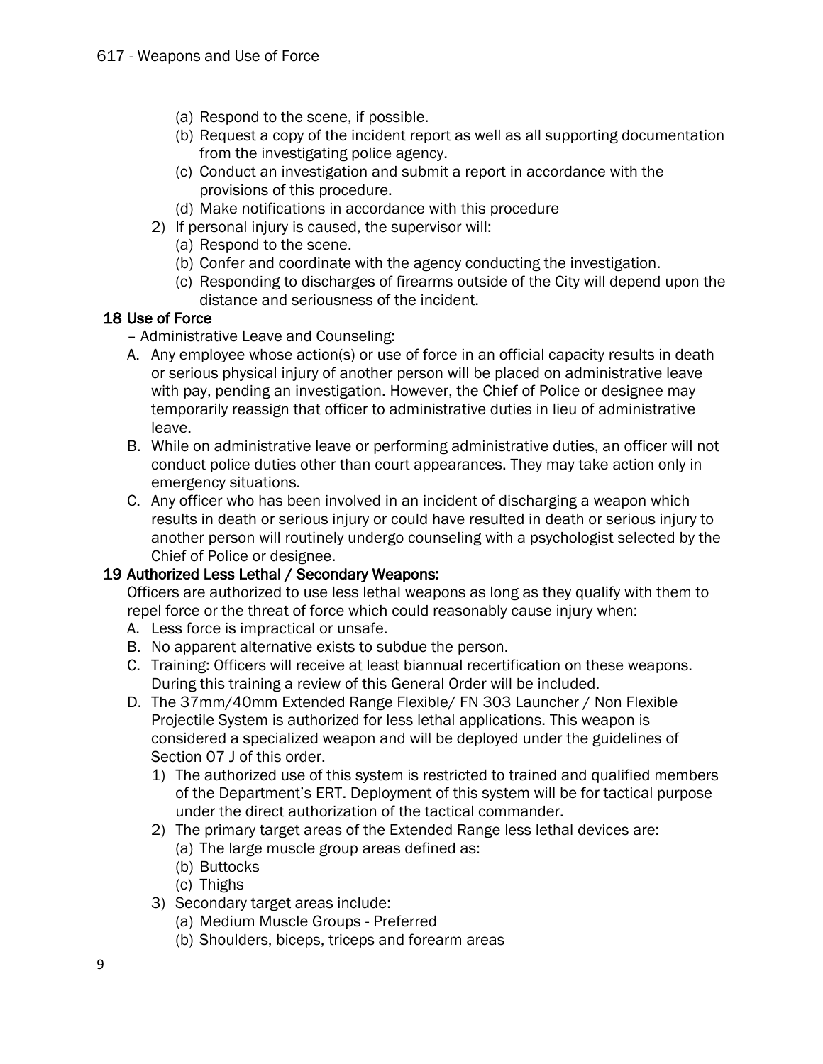(a) Respond to the scene, if possible.
(b) Request a copy of the incident report as well as all supporting documentation from the investigating police agency.
(c) Conduct an investigation and submit a report in accordance with the provisions of this procedure.
(d) Make notifications in accordance with this procedure

2) If personal injury is caused, the supervisor will:
   (a) Respond to the scene.
   (b) Confer and coordinate with the agency conducting the investigation.
   (c) Responding to discharges of firearms outside of the City will depend upon the distance and seriousness of the incident.

## 18 Use of Force

– Administrative Leave and Counseling:

A. Any employee whose action(s) or use of force in an official capacity results in death or serious physical injury of another person will be placed on administrative leave with pay, pending an investigation. However, the Chief of Police or designee may temporarily reassign that officer to administrative duties in lieu of administrative leave.
B. While on administrative leave or performing administrative duties, an officer will not conduct police duties other than court appearances. They may take action only in emergency situations.
C. Any officer who has been involved in an incident of discharging a weapon which results in death or serious injury or could have resulted in death or serious injury to another person will routinely undergo counseling with a psychologist selected by the Chief of Police or designee.

## 19 Authorized Less Lethal / Secondary Weapons:

Officers are authorized to use less lethal weapons as long as they qualify with them to repel force or the threat of force which could reasonably cause injury when:

A. Less force is impractical or unsafe.
B. No apparent alternative exists to subdue the person.
C. Training: Officers will receive at least biannual recertification on these weapons. During this training a review of this General Order will be included.
D. The 37mm/40mm Extended Range Flexible/ FN 303 Launcher / Non Flexible Projectile System is authorized for less lethal applications. This weapon is considered a specialized weapon and will be deployed under the guidelines of Section 07 J of this order.
   1) The authorized use of this system is restricted to trained and qualified members of the Department's ERT. Deployment of this system will be for tactical purpose under the direct authorization of the tactical commander.
   2) The primary target areas of the Extended Range less lethal devices are:
      (a) The large muscle group areas defined as:
      (b) Buttocks
      (c) Thighs
   3) Secondary target areas include:
      (a) Medium Muscle Groups - Preferred
      (b) Shoulders, biceps, triceps and forearm areas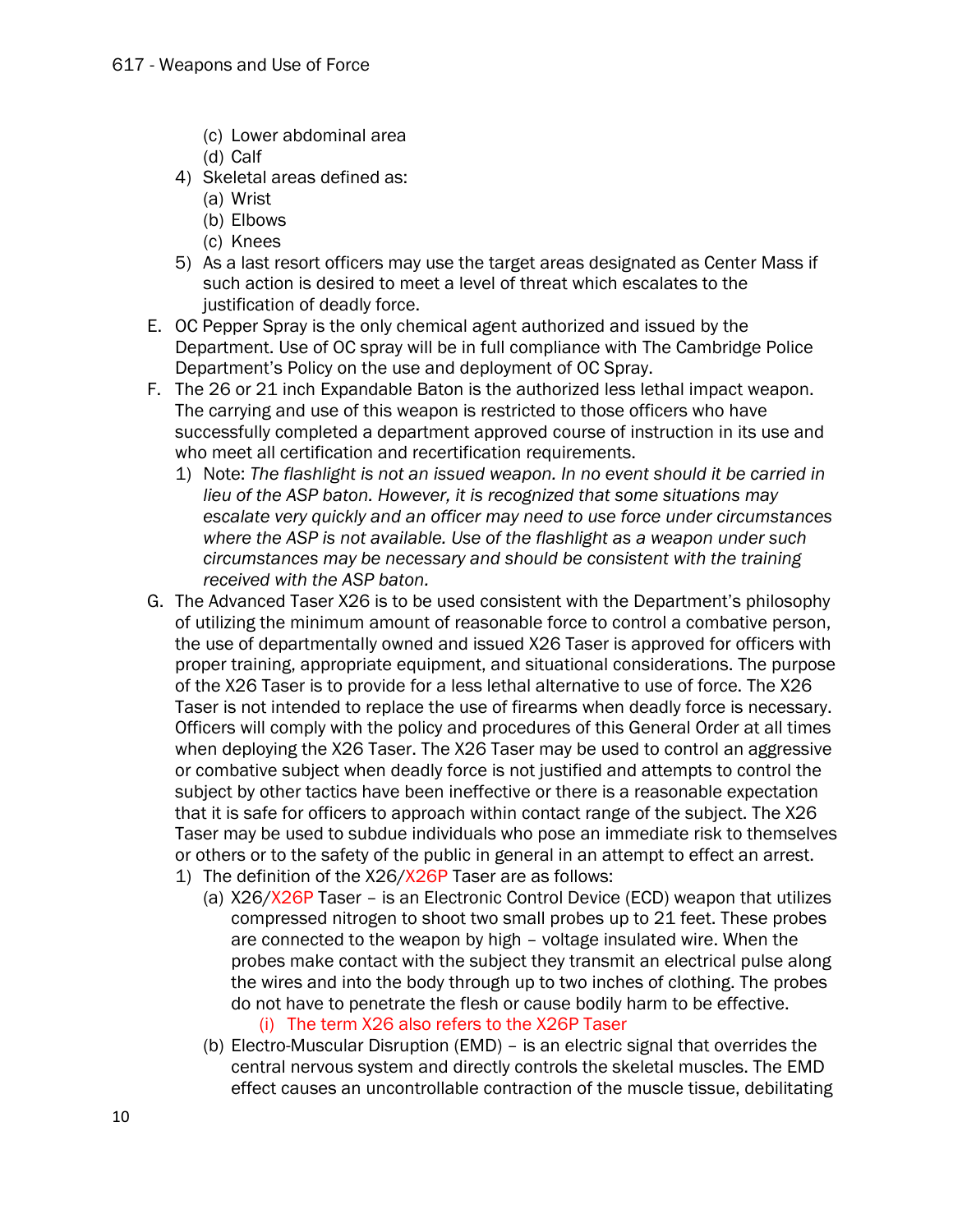- (c) Lower abdominal area
  - (d) Calf
- 4) Skeletal areas defined as:
  - (a) Wrist
  - (b) Elbows
  - (c) Knees
- 5) As a last resort officers may use the target areas designated as Center Mass if such action is desired to meet a level of threat which escalates to the justification of deadly force.

E. OC Pepper Spray is the only chemical agent authorized and issued by the Department. Use of OC spray will be in full compliance with The Cambridge Police Department's Policy on the use and deployment of OC Spray.

F. The 26 or 21 inch Expandable Baton is the authorized less lethal impact weapon. The carrying and use of this weapon is restricted to those officers who have successfully completed a department approved course of instruction in its use and who meet all certification and recertification requirements.

1) Note: *The flashlight is not an issued weapon. In no event should it be carried in lieu of the ASP baton. However, it is recognized that some situations may escalate very quickly and an officer may need to use force under circumstances where the ASP is not available. Use of the flashlight as a weapon under such circumstances may be necessary and should be consistent with the training received with the ASP baton.*

G. The Advanced Taser X26 is to be used consistent with the Department's philosophy of utilizing the minimum amount of reasonable force to control a combative person, the use of departmentally owned and issued X26 Taser is approved for officers with proper training, appropriate equipment, and situational considerations. The purpose of the X26 Taser is to provide for a less lethal alternative to use of force. The X26 Taser is not intended to replace the use of firearms when deadly force is necessary. Officers will comply with the policy and procedures of this General Order at all times when deploying the X26 Taser. The X26 Taser may be used to control an aggressive or combative subject when deadly force is not justified and attempts to control the subject by other tactics have been ineffective or there is a reasonable expectation that it is safe for officers to approach within contact range of the subject. The X26 Taser may be used to subdue individuals who pose an immediate risk to themselves or others or to the safety of the public in general in an attempt to effect an arrest.

1) The definition of the X26/X26P Taser are as follows:
   - (a) X26/X26P Taser – is an Electronic Control Device (ECD) weapon that utilizes compressed nitrogen to shoot two small probes up to 21 feet. These probes are connected to the weapon by high – voltage insulated wire. When the probes make contact with the subject they transmit an electrical pulse along the wires and into the body through up to two inches of clothing. The probes do not have to penetrate the flesh or cause bodily harm to be effective.
     - (i) The term X26 also refers to the X26P Taser
   - (b) Electro-Muscular Disruption (EMD) – is an electric signal that overrides the central nervous system and directly controls the skeletal muscles. The EMD effect causes an uncontrollable contraction of the muscle tissue, debilitating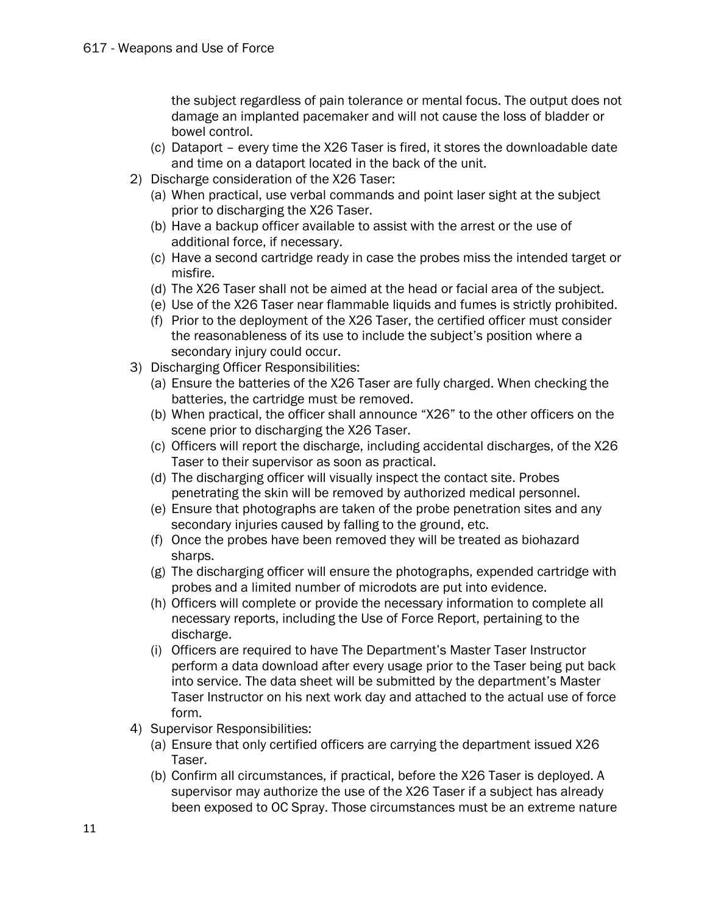the subject regardless of pain tolerance or mental focus. The output does not damage an implanted pacemaker and will not cause the loss of bladder or bowel control.

   (c) Dataport – every time the X26 Taser is fired, it stores the downloadable date and time on a dataport located in the back of the unit.

2) Discharge consideration of the X26 Taser:
   (a) When practical, use verbal commands and point laser sight at the subject prior to discharging the X26 Taser.
   (b) Have a backup officer available to assist with the arrest or the use of additional force, if necessary.
   (c) Have a second cartridge ready in case the probes miss the intended target or misfire.
   (d) The X26 Taser shall not be aimed at the head or facial area of the subject.
   (e) Use of the X26 Taser near flammable liquids and fumes is strictly prohibited.
   (f) Prior to the deployment of the X26 Taser, the certified officer must consider the reasonableness of its use to include the subject's position where a secondary injury could occur.

3) Discharging Officer Responsibilities:
   (a) Ensure the batteries of the X26 Taser are fully charged. When checking the batteries, the cartridge must be removed.
   (b) When practical, the officer shall announce "X26" to the other officers on the scene prior to discharging the X26 Taser.
   (c) Officers will report the discharge, including accidental discharges, of the X26 Taser to their supervisor as soon as practical.
   (d) The discharging officer will visually inspect the contact site. Probes penetrating the skin will be removed by authorized medical personnel.
   (e) Ensure that photographs are taken of the probe penetration sites and any secondary injuries caused by falling to the ground, etc.
   (f) Once the probes have been removed they will be treated as biohazard sharps.
   (g) The discharging officer will ensure the photographs, expended cartridge with probes and a limited number of microdots are put into evidence.
   (h) Officers will complete or provide the necessary information to complete all necessary reports, including the Use of Force Report, pertaining to the discharge.
   (i) Officers are required to have The Department's Master Taser Instructor perform a data download after every usage prior to the Taser being put back into service. The data sheet will be submitted by the department's Master Taser Instructor on his next work day and attached to the actual use of force form.

4) Supervisor Responsibilities:
   (a) Ensure that only certified officers are carrying the department issued X26 Taser.
   (b) Confirm all circumstances, if practical, before the X26 Taser is deployed. A supervisor may authorize the use of the X26 Taser if a subject has already been exposed to OC Spray. Those circumstances must be an extreme nature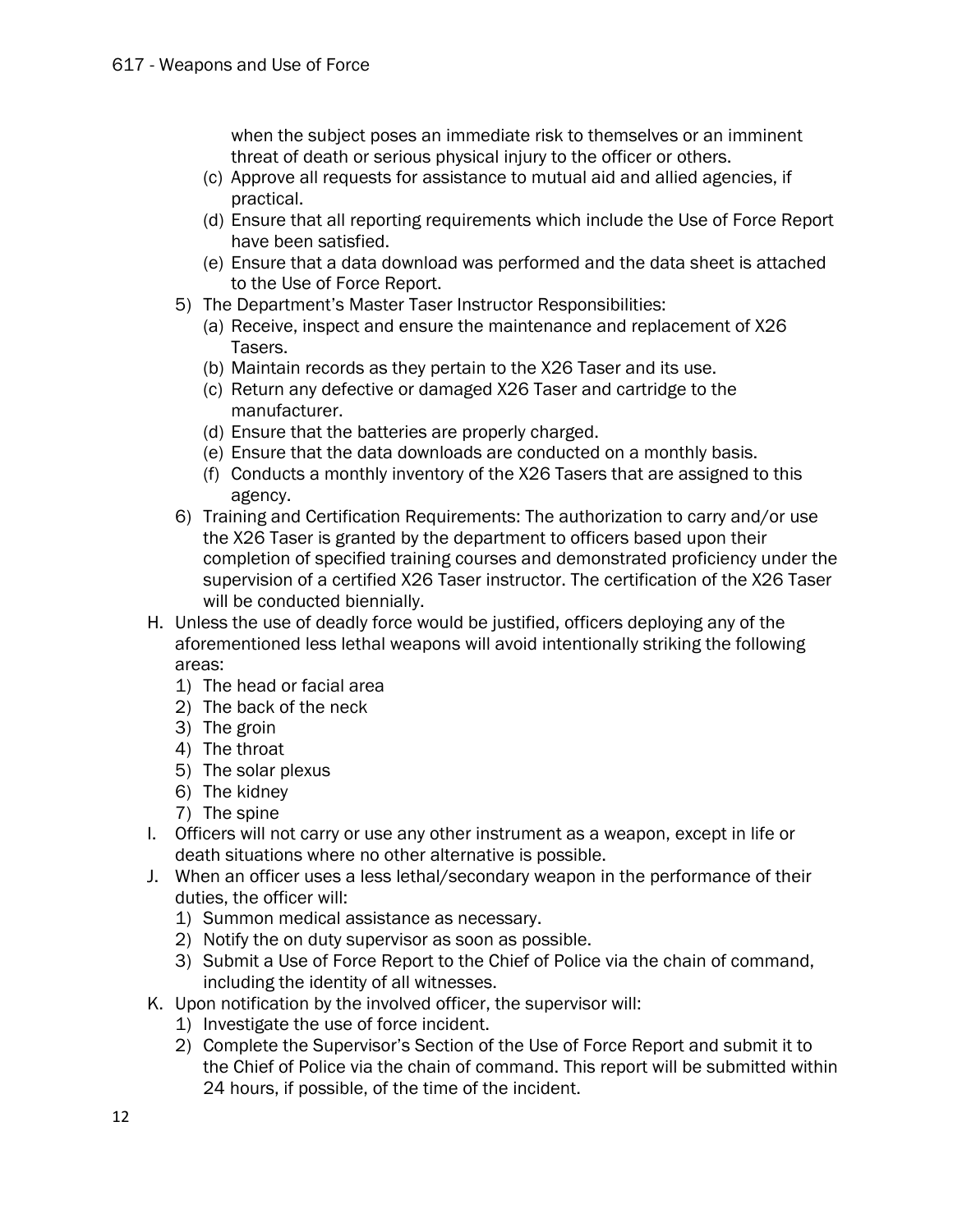when the subject poses an immediate risk to themselves or an imminent threat of death or serious physical injury to the officer or others.

   (c) Approve all requests for assistance to mutual aid and allied agencies, if practical.
   (d) Ensure that all reporting requirements which include the Use of Force Report have been satisfied.
   (e) Ensure that a data download was performed and the data sheet is attached to the Use of Force Report.

5) The Department's Master Taser Instructor Responsibilities:
   (a) Receive, inspect and ensure the maintenance and replacement of X26 Tasers.
   (b) Maintain records as they pertain to the X26 Taser and its use.
   (c) Return any defective or damaged X26 Taser and cartridge to the manufacturer.
   (d) Ensure that the batteries are properly charged.
   (e) Ensure that the data downloads are conducted on a monthly basis.
   (f) Conducts a monthly inventory of the X26 Tasers that are assigned to this agency.

6) Training and Certification Requirements: The authorization to carry and/or use the X26 Taser is granted by the department to officers based upon their completion of specified training courses and demonstrated proficiency under the supervision of a certified X26 Taser instructor. The certification of the X26 Taser will be conducted biennially.

H. Unless the use of deadly force would be justified, officers deploying any of the aforementioned less lethal weapons will avoid intentionally striking the following areas:
   1) The head or facial area
   2) The back of the neck
   3) The groin
   4) The throat
   5) The solar plexus
   6) The kidney
   7) The spine

I. Officers will not carry or use any other instrument as a weapon, except in life or death situations where no other alternative is possible.

J. When an officer uses a less lethal/secondary weapon in the performance of their duties, the officer will:
   1) Summon medical assistance as necessary.
   2) Notify the on duty supervisor as soon as possible.
   3) Submit a Use of Force Report to the Chief of Police via the chain of command, including the identity of all witnesses.

K. Upon notification by the involved officer, the supervisor will:
   1) Investigate the use of force incident.
   2) Complete the Supervisor's Section of the Use of Force Report and submit it to the Chief of Police via the chain of command. This report will be submitted within 24 hours, if possible, of the time of the incident.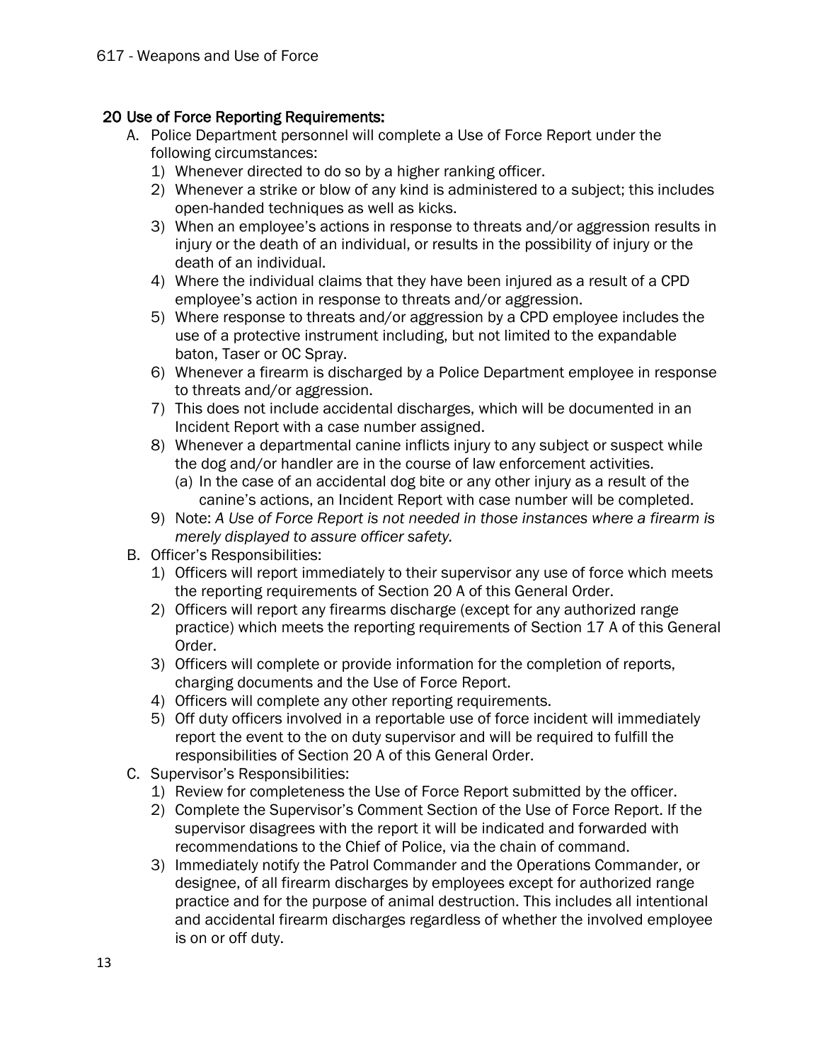## 20 Use of Force Reporting Requirements:

A. Police Department personnel will complete a Use of Force Report under the following circumstances:
   1) Whenever directed to do so by a higher ranking officer.
   2) Whenever a strike or blow of any kind is administered to a subject; this includes open-handed techniques as well as kicks.
   3) When an employee's actions in response to threats and/or aggression results in injury or the death of an individual, or results in the possibility of injury or the death of an individual.
   4) Where the individual claims that they have been injured as a result of a CPD employee's action in response to threats and/or aggression.
   5) Where response to threats and/or aggression by a CPD employee includes the use of a protective instrument including, but not limited to the expandable baton, Taser or OC Spray.
   6) Whenever a firearm is discharged by a Police Department employee in response to threats and/or aggression.
   7) This does not include accidental discharges, which will be documented in an Incident Report with a case number assigned.
   8) Whenever a departmental canine inflicts injury to any subject or suspect while the dog and/or handler are in the course of law enforcement activities.
      (a) In the case of an accidental dog bite or any other injury as a result of the canine's actions, an Incident Report with case number will be completed.
   9) Note: *A Use of Force Report is not needed in those instances where a firearm is merely displayed to assure officer safety.*

B. Officer's Responsibilities:
   1) Officers will report immediately to their supervisor any use of force which meets the reporting requirements of Section 20 A of this General Order.
   2) Officers will report any firearms discharge (except for any authorized range practice) which meets the reporting requirements of Section 17 A of this General Order.
   3) Officers will complete or provide information for the completion of reports, charging documents and the Use of Force Report.
   4) Officers will complete any other reporting requirements.
   5) Off duty officers involved in a reportable use of force incident will immediately report the event to the on duty supervisor and will be required to fulfill the responsibilities of Section 20 A of this General Order.

C. Supervisor's Responsibilities:
   1) Review for completeness the Use of Force Report submitted by the officer.
   2) Complete the Supervisor's Comment Section of the Use of Force Report. If the supervisor disagrees with the report it will be indicated and forwarded with recommendations to the Chief of Police, via the chain of command.
   3) Immediately notify the Patrol Commander and the Operations Commander, or designee, of all firearm discharges by employees except for authorized range practice and for the purpose of animal destruction. This includes all intentional and accidental firearm discharges regardless of whether the involved employee is on or off duty.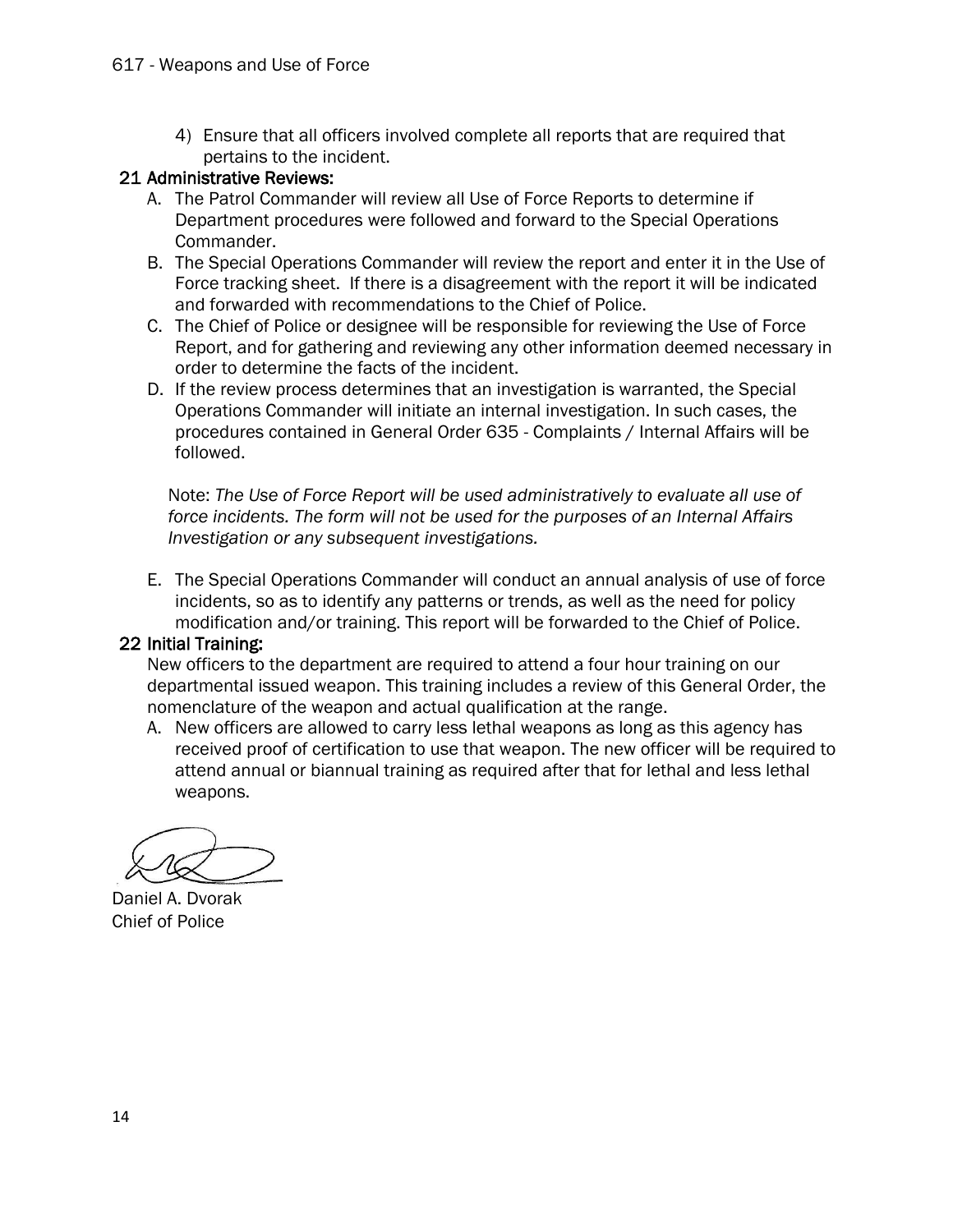4) Ensure that all officers involved complete all reports that are required that pertains to the incident.

## 21 Administrative Reviews:

A. The Patrol Commander will review all Use of Force Reports to determine if Department procedures were followed and forward to the Special Operations Commander.

B. The Special Operations Commander will review the report and enter it in the Use of Force tracking sheet. If there is a disagreement with the report it will be indicated and forwarded with recommendations to the Chief of Police.

C. The Chief of Police or designee will be responsible for reviewing the Use of Force Report, and for gathering and reviewing any other information deemed necessary in order to determine the facts of the incident.

D. If the review process determines that an investigation is warranted, the Special Operations Commander will initiate an internal investigation. In such cases, the procedures contained in General Order 635 - Complaints / Internal Affairs will be followed.

Note: *The Use of Force Report will be used administratively to evaluate all use of force incidents. The form will not be used for the purposes of an Internal Affairs Investigation or any subsequent investigations.*

E. The Special Operations Commander will conduct an annual analysis of use of force incidents, so as to identify any patterns or trends, as well as the need for policy modification and/or training. This report will be forwarded to the Chief of Police.

## 22 Initial Training:

New officers to the department are required to attend a four hour training on our departmental issued weapon. This training includes a review of this General Order, the nomenclature of the weapon and actual qualification at the range.

A. New officers are allowed to carry less lethal weapons as long as this agency has received proof of certification to use that weapon. The new officer will be required to attend annual or biannual training as required after that for lethal and less lethal weapons.

Daniel A. Dvorak
Chief of Police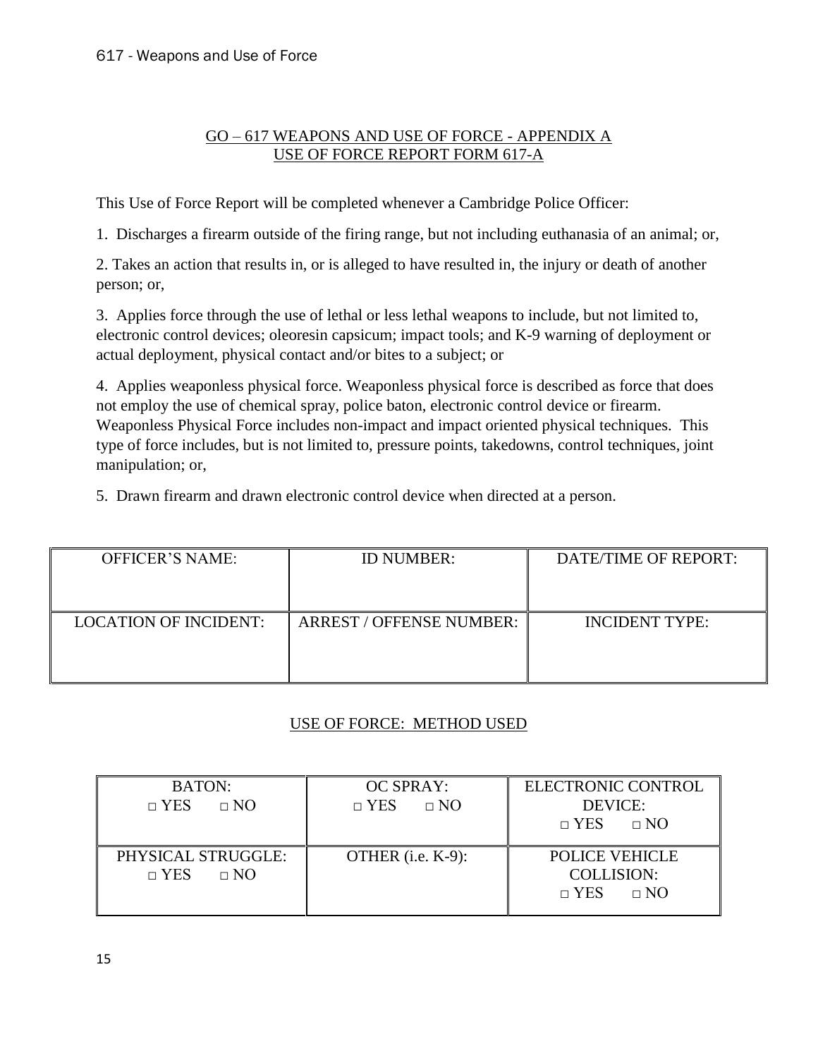## GO – 617 WEAPONS AND USE OF FORCE - APPENDIX A
## USE OF FORCE REPORT FORM 617-A

This Use of Force Report will be completed whenever a Cambridge Police Officer:

1. Discharges a firearm outside of the firing range, but not including euthanasia of an animal; or,

2. Takes an action that results in, or is alleged to have resulted in, the injury or death of another person; or,

3. Applies force through the use of lethal or less lethal weapons to include, but not limited to, electronic control devices; oleoresin capsicum; impact tools; and K-9 warning of deployment or actual deployment, physical contact and/or bites to a subject; or

4. Applies weaponless physical force. Weaponless physical force is described as force that does not employ the use of chemical spray, police baton, electronic control device or firearm. Weaponless Physical Force includes non-impact and impact oriented physical techniques. This type of force includes, but is not limited to, pressure points, takedowns, control techniques, joint manipulation; or,

5. Drawn firearm and drawn electronic control device when directed at a person.

| | | |
|---|---|---|
| OFFICER'S NAME: | ID NUMBER: | DATE/TIME OF REPORT: |
| LOCATION OF INCIDENT: | ARREST / OFFENSE NUMBER: | INCIDENT TYPE: |

### USE OF FORCE: METHOD USED

| | | |
|---|---|---|
| BATON:<br>□ YES □ NO | OC SPRAY:<br>□ YES □ NO | ELECTRONIC CONTROL DEVICE:<br>□ YES □ NO |
| PHYSICAL STRUGGLE:<br>□ YES □ NO | OTHER (i.e. K-9): | POLICE VEHICLE COLLISION:<br>□ YES □ NO |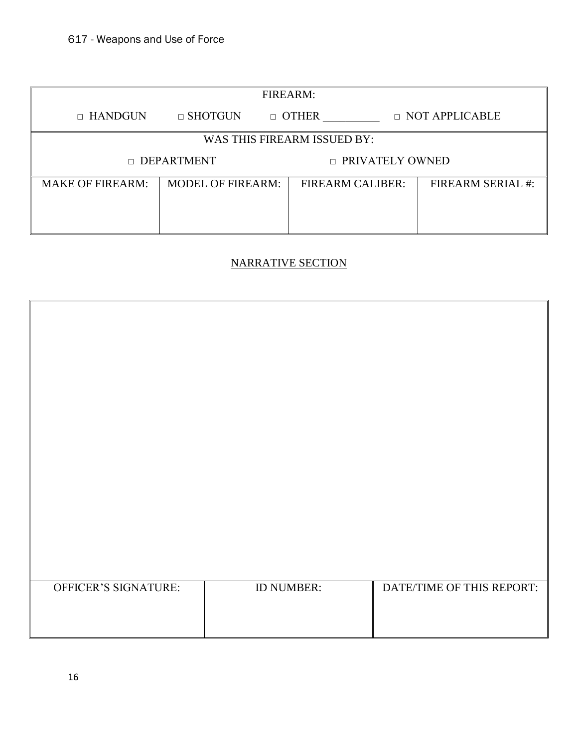| FIREARM: | | | |
|---|---|---|---|
| □ HANDGUN | □ SHOTGUN | □ OTHER __________ | □ NOT APPLICABLE |
| WAS THIS FIREARM ISSUED BY: | | | |
| □ DEPARTMENT | | □ PRIVATELY OWNED | |
| MAKE OF FIREARM: | MODEL OF FIREARM: | FIREARM CALIBER: | FIREARM SERIAL #: |
| | | | |

<u>NARRATIVE SECTION</u>

| | | |
|---|---|---|
| | | |
| OFFICER'S SIGNATURE: | ID NUMBER: | DATE/TIME OF THIS REPORT: |
| | | |